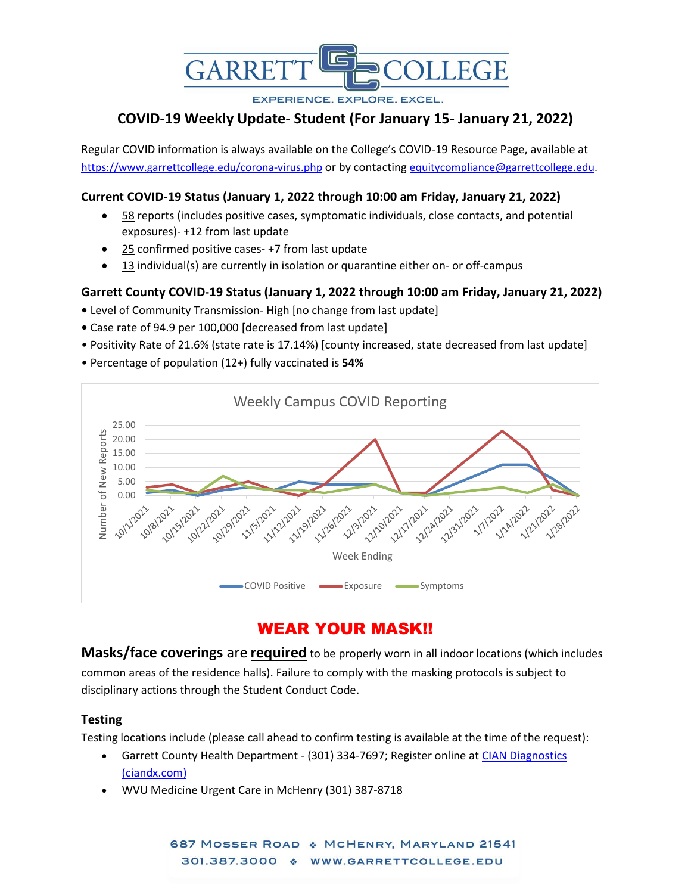# COVID-19 Weekly Update- Student (For January 15- January 21, 2022)

Regular COVID information is always available on the College's COVID-19 Resource Page, available at https://www.garrettcollege.edu/corona-virus.php or by contacting equitycompliance@garrettcollege.edu.

### Current COVID-19 Status (January 1, 2022 through 10:00 am Friday, January 21, 2022)

- 58 reports (includes positive cases, symptomatic individuals, close contacts, and potential exposures)- +12 from last update
- 25 confirmed positive cases- +7 from last update
- 13 individual(s) are currently in isolation or quarantine either on- or off-campus

### Garrett County COVID-19 Status (January 1, 2022 through 10:00 am Friday, January 21, 2022)

- Level of Community Transmission- High [no change from last update]
- Case rate of 94.9 per 100,000 [decreased from last update]
- Positivity Rate of 21.6% (state rate is 17.14%) [county increased, state decreased from last update]
- Percentage of population (12+) fully vaccinated is **54%**

Weekly Campus COVID Reporting

## WEAR YOUR MASK!!

**Masks/face coverings** are **required** to be properly worn in all indoor locations (which includes common areas of the residence halls). Failure to comply with the masking protocols is subject to disciplinary actions through the Student Conduct Code.

### Testing

Testing locations include (please call ahead to confirm testing is available at the time of the request):

- Garrett County Health Department - (301) 334-7697; Register online at CIAN Diagnostics (ciandx.com)
- WVU Medicine Urgent Care in McHenry (301) 387-8718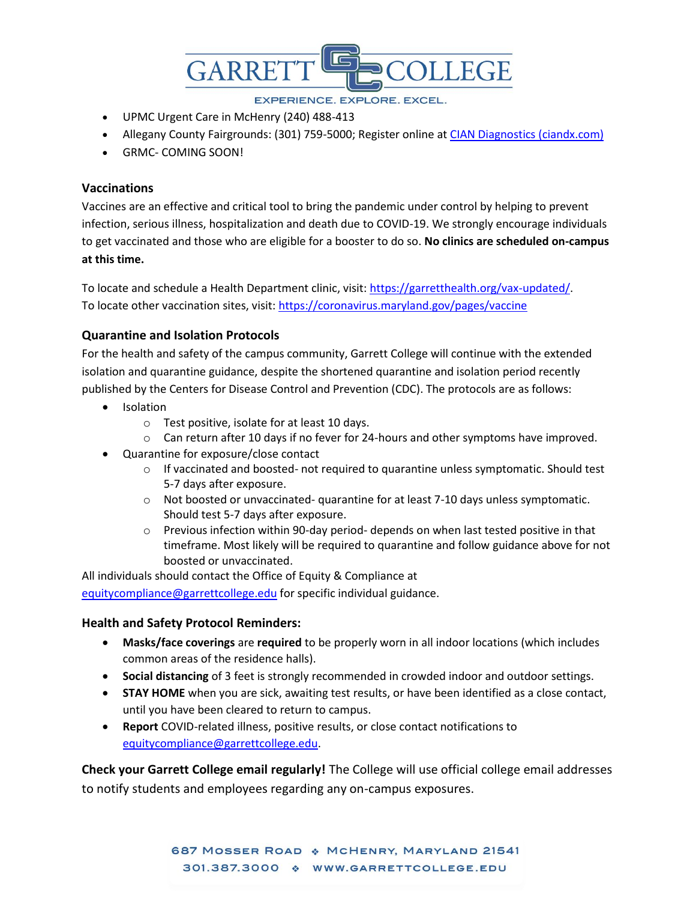- UPMC Urgent Care in McHenry (240) 488-413
- Allegany County Fairgrounds: (301) 759-5000; Register online at CIAN Diagnostics (ciandx.com)
- GRMC- COMING SOON!

### Vaccinations

Vaccines are an effective and critical tool to bring the pandemic under control by helping to prevent infection, serious illness, hospitalization and death due to COVID-19. We strongly encourage individuals to get vaccinated and those who are eligible for a booster to do so. **No clinics are scheduled on-campus at this time.**

To locate and schedule a Health Department clinic, visit: https://garretthealth.org/vax-updated/.
To locate other vaccination sites, visit: https://coronavirus.maryland.gov/pages/vaccine

### Quarantine and Isolation Protocols

For the health and safety of the campus community, Garrett College will continue with the extended isolation and quarantine guidance, despite the shortened quarantine and isolation period recently published by the Centers for Disease Control and Prevention (CDC). The protocols are as follows:

- Isolation
  - Test positive, isolate for at least 10 days.
  - Can return after 10 days if no fever for 24-hours and other symptoms have improved.
- Quarantine for exposure/close contact
  - If vaccinated and boosted- not required to quarantine unless symptomatic. Should test 5-7 days after exposure.
  - Not boosted or unvaccinated- quarantine for at least 7-10 days unless symptomatic. Should test 5-7 days after exposure.
  - Previous infection within 90-day period- depends on when last tested positive in that timeframe. Most likely will be required to quarantine and follow guidance above for not boosted or unvaccinated.

All individuals should contact the Office of Equity & Compliance at equitycompliance@garrettcollege.edu for specific individual guidance.

### Health and Safety Protocol Reminders:

- **Masks/face coverings** are **required** to be properly worn in all indoor locations (which includes common areas of the residence halls).
- **Social distancing** of 3 feet is strongly recommended in crowded indoor and outdoor settings.
- **STAY HOME** when you are sick, awaiting test results, or have been identified as a close contact, until you have been cleared to return to campus.
- **Report** COVID-related illness, positive results, or close contact notifications to equitycompliance@garrettcollege.edu.

**Check your Garrett College email regularly!** The College will use official college email addresses to notify students and employees regarding any on-campus exposures.